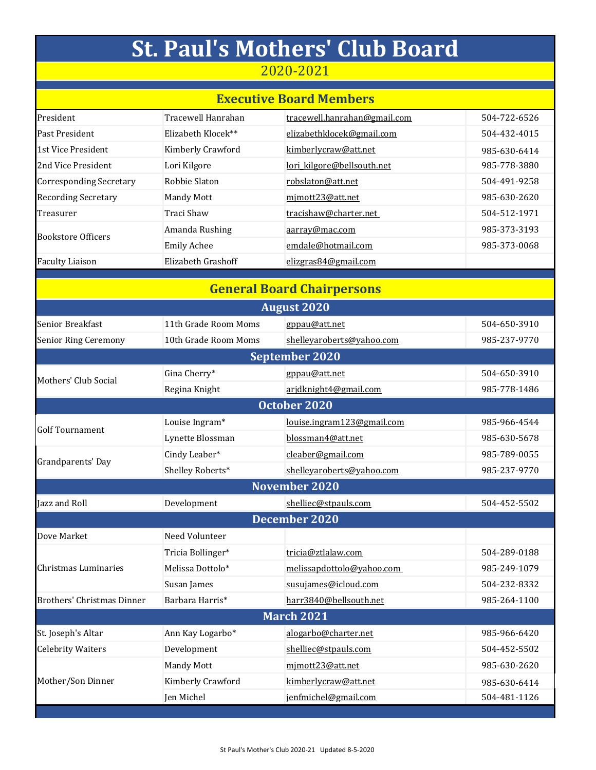# St. Paul's Mothers' Club Board

## 2020-2021

## Executive Board Members

| | | | |
|---|---|---|---|
| President | Tracewell Hanrahan | tracewell.hanrahan@gmail.com | 504-722-6526 |
| Past President | Elizabeth Klocek** | elizabethklocek@gmail.com | 504-432-4015 |
| 1st Vice President | Kimberly Crawford | kimberlycraw@att.net | 985-630-6414 |
| 2nd Vice President | Lori Kilgore | lori_kilgore@bellsouth.net | 985-778-3880 |
| Corresponding Secretary | Robbie Slaton | robslaton@att.net | 504-491-9258 |
| Recording Secretary | Mandy Mott | mjmott23@att.net | 985-630-2620 |
| Treasurer | Traci Shaw | tracishaw@charter.net | 504-512-1971 |
| Bookstore Officers | Amanda Rushing | aarray@mac.com | 985-373-3193 |
| | Emily Achee | emdale@hotmail.com | 985-373-0068 |
| Faculty Liaison | Elizabeth Grashoff | elizgras84@gmail.com | |

## General Board Chairpersons

| | | | |
|---|---|---|---|
| **August 2020** | | | |
| Senior Breakfast | 11th Grade Room Moms | gppau@att.net | 504-650-3910 |
| Senior Ring Ceremony | 10th Grade Room Moms | shelleyaroberts@yahoo.com | 985-237-9770 |
| **September 2020** | | | |
| Mothers' Club Social | Gina Cherry* | gppau@att.net | 504-650-3910 |
| | Regina Knight | arjdknight4@gmail.com | 985-778-1486 |
| **October 2020** | | | |
| Golf Tournament | Louise Ingram* | louise.ingram123@gmail.com | 985-966-4544 |
| | Lynette Blossman | blossman4@att.net | 985-630-5678 |
| Grandparents' Day | Cindy Leaber* | cleaber@gmail.com | 985-789-0055 |
| | Shelley Roberts* | shelleyaroberts@yahoo.com | 985-237-9770 |
| **November 2020** | | | |
| Jazz and Roll | Development | shelliec@stpauls.com | 504-452-5502 |
| **December 2020** | | | |
| Dove Market | Need Volunteer | | |
| Christmas Luminaries | Tricia Bollinger* | tricia@ztlalaw.com | 504-289-0188 |
| | Melissa Dottolo* | melissapdottolo@yahoo.com | 985-249-1079 |
| | Susan James | susujames@icloud.com | 504-232-8332 |
| Brothers' Christmas Dinner | Barbara Harris* | harr3840@bellsouth.net | 985-264-1100 |
| **March 2021** | | | |
| St. Joseph's Altar | Ann Kay Logarbo* | alogarbo@charter.net | 985-966-6420 |
| Celebrity Waiters | Development | shelliec@stpauls.com | 504-452-5502 |
| Mother/Son Dinner | Mandy Mott | mjmott23@att.net | 985-630-2620 |
| | Kimberly Crawford | kimberlycraw@att.net | 985-630-6414 |
| | Jen Michel | jenfmichel@gmail.com | 504-481-1126 |

St Paul's Mother's Club 2020-21 Updated 8-5-2020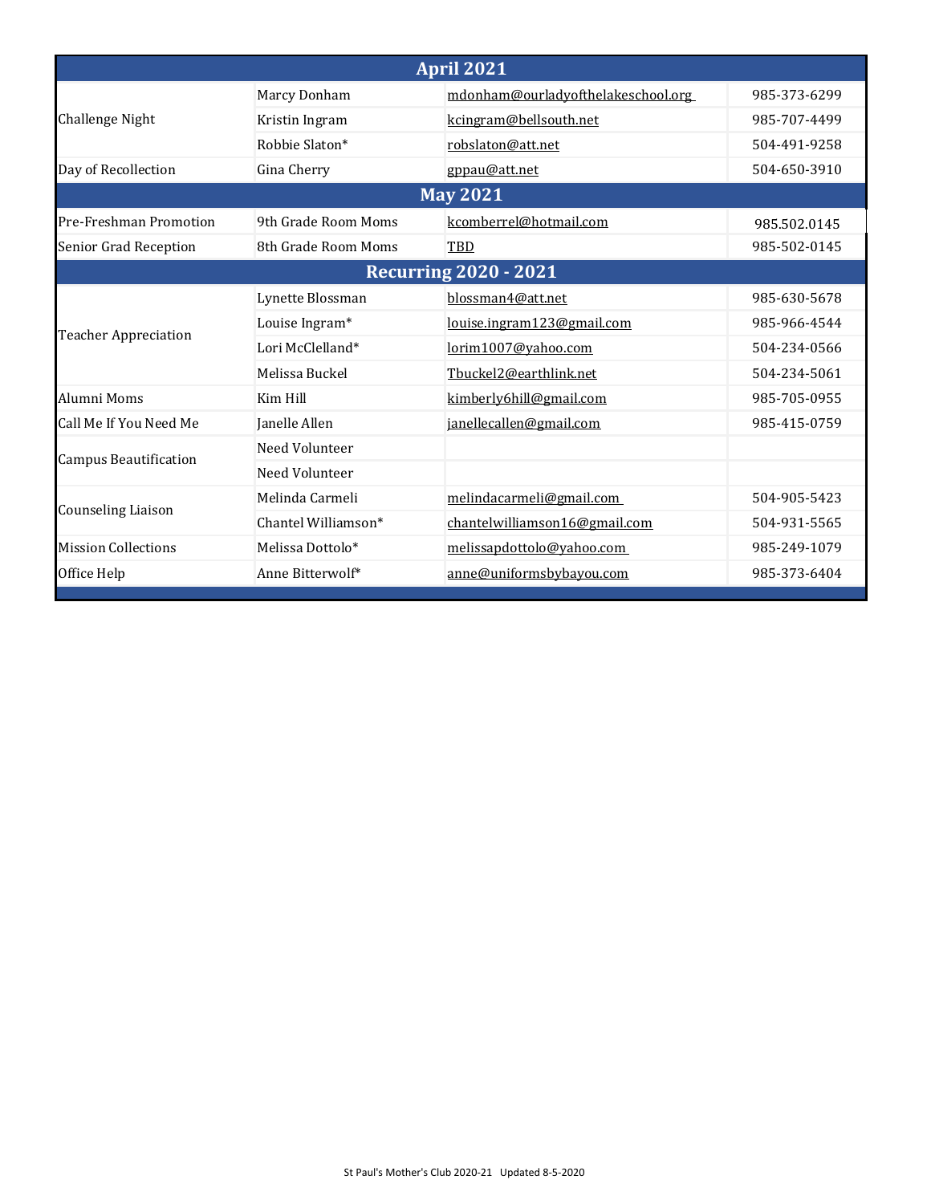| April 2021 | | | |
|---|---|---|---|
| Challenge Night | Marcy Donham | mdonham@ourladyofthelakeschool.org | 985-373-6299 |
| | Kristin Ingram | kcingram@bellsouth.net | 985-707-4499 |
| | Robbie Slaton* | robslaton@att.net | 504-491-9258 |
| Day of Recollection | Gina Cherry | gppau@att.net | 504-650-3910 |
| **May 2021** | | | |
| Pre-Freshman Promotion | 9th Grade Room Moms | kcomberrel@hotmail.com | 985.502.0145 |
| Senior Grad Reception | 8th Grade Room Moms | TBD | 985-502-0145 |
| **Recurring 2020 - 2021** | | | |
| Teacher Appreciation | Lynette Blossman | blossman4@att.net | 985-630-5678 |
| | Louise Ingram* | louise.ingram123@gmail.com | 985-966-4544 |
| | Lori McClelland* | lorim1007@yahoo.com | 504-234-0566 |
| | Melissa Buckel | Tbuckel2@earthlink.net | 504-234-5061 |
| Alumni Moms | Kim Hill | kimberly6hill@gmail.com | 985-705-0955 |
| Call Me If You Need Me | Janelle Allen | janellecallen@gmail.com | 985-415-0759 |
| Campus Beautification | Need Volunteer | | |
| | Need Volunteer | | |
| Counseling Liaison | Melinda Carmeli | melindacarmeli@gmail.com | 504-905-5423 |
| | Chantel Williamson* | chantelwilliamson16@gmail.com | 504-931-5565 |
| Mission Collections | Melissa Dottolo* | melissapdottolo@yahoo.com | 985-249-1079 |
| Office Help | Anne Bitterwolf* | anne@uniformsbybayou.com | 985-373-6404 |

St Paul's Mother's Club 2020-21 Updated 8-5-2020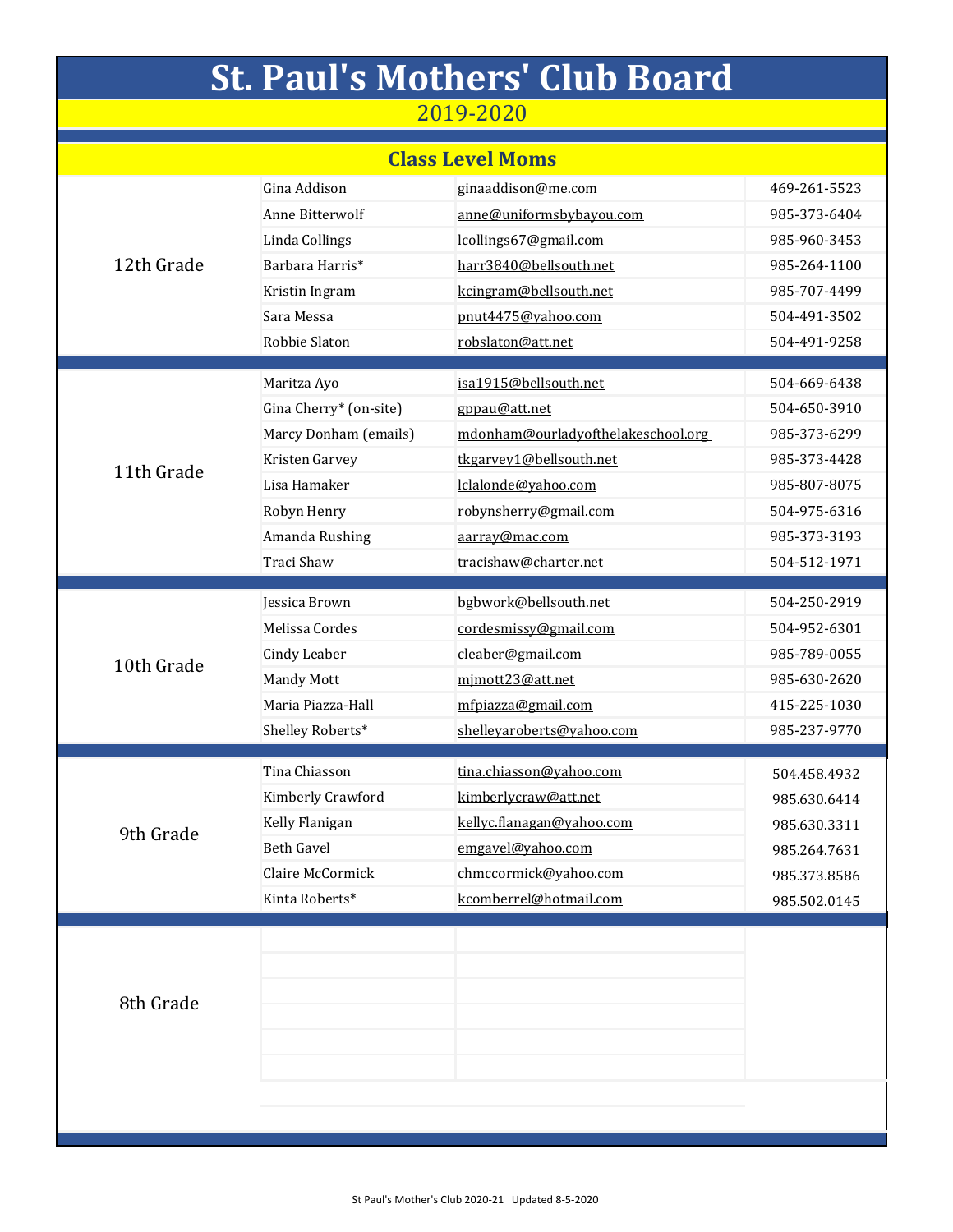# St. Paul's Mothers' Club Board

## 2019-2020

### Class Level Moms

| | | | |
|---|---|---|---|
| 12th Grade | Gina Addison | ginaaddison@me.com | 469-261-5523 |
| | Anne Bitterwolf | anne@uniformsbybayou.com | 985-373-6404 |
| | Linda Collings | lcollings67@gmail.com | 985-960-3453 |
| | Barbara Harris* | harr3840@bellsouth.net | 985-264-1100 |
| | Kristin Ingram | kcingram@bellsouth.net | 985-707-4499 |
| | Sara Messa | pnut4475@yahoo.com | 504-491-3502 |
| | Robbie Slaton | robslaton@att.net | 504-491-9258 |
| 11th Grade | Maritza Ayo | isa1915@bellsouth.net | 504-669-6438 |
| | Gina Cherry* (on-site) | gppau@att.net | 504-650-3910 |
| | Marcy Donham (emails) | mdonham@ourladyofthelakeschool.org | 985-373-6299 |
| | Kristen Garvey | tkgarvey1@bellsouth.net | 985-373-4428 |
| | Lisa Hamaker | lclalonde@yahoo.com | 985-807-8075 |
| | Robyn Henry | robynsherry@gmail.com | 504-975-6316 |
| | Amanda Rushing | aarray@mac.com | 985-373-3193 |
| | Traci Shaw | tracishaw@charter.net | 504-512-1971 |
| 10th Grade | Jessica Brown | bgbwork@bellsouth.net | 504-250-2919 |
| | Melissa Cordes | cordesmissy@gmail.com | 504-952-6301 |
| | Cindy Leaber | cleaber@gmail.com | 985-789-0055 |
| | Mandy Mott | mjmott23@att.net | 985-630-2620 |
| | Maria Piazza-Hall | mfpiazza@gmail.com | 415-225-1030 |
| | Shelley Roberts* | shelleyaroberts@yahoo.com | 985-237-9770 |
| 9th Grade | Tina Chiasson | tina.chiasson@yahoo.com | 504.458.4932 |
| | Kimberly Crawford | kimberlycraw@att.net | 985.630.6414 |
| | Kelly Flanigan | kellyc.flanagan@yahoo.com | 985.630.3311 |
| | Beth Gavel | emgavel@yahoo.com | 985.264.7631 |
| | Claire McCormick | chmccormick@yahoo.com | 985.373.8586 |
| | Kinta Roberts* | kcomberrel@hotmail.com | 985.502.0145 |
| 8th Grade | | | |

St Paul's Mother's Club 2020-21 Updated 8-5-2020